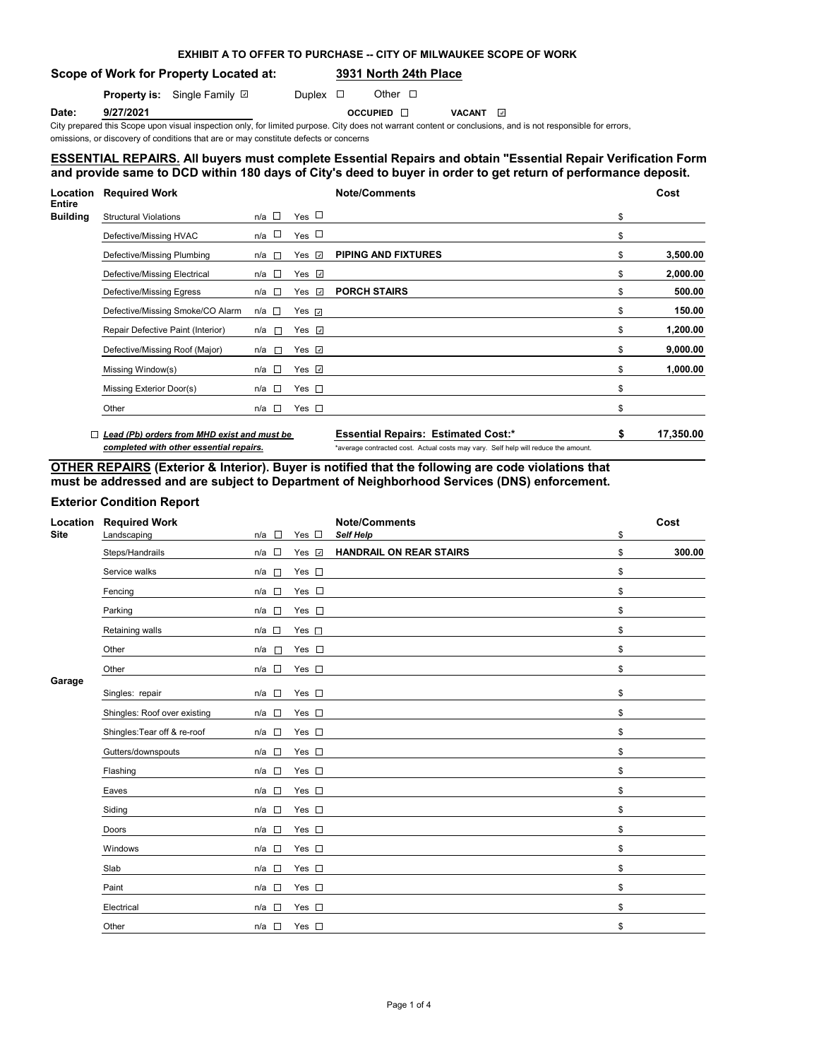**EXHIBIT A TO OFFER TO PURCHASE -- CITY OF MILWAUKEE SCOPE OF WORK**

**Scope of Work for Property Located at:** **3931 North 24th Place**

**Property is:** Single Family ☑ Duplex ☐ Other ☐

**Date:** **9/27/2021** OCCUPIED ☐ VACANT ☑

City prepared this Scope upon visual inspection only, for limited purpose. City does not warrant content or conclusions, and is not responsible for errors, omissions, or discovery of conditions that are or may constitute defects or concerns

## ESSENTIAL REPAIRS. All buyers must complete Essential Repairs and obtain "Essential Repair Verification Form and provide same to DCD within 180 days of City's deed to buyer in order to get return of performance deposit.

| Location | Required Work | n/a | Yes | Note/Comments | Cost |
|---|---|---|---|---|---|
| Entire Building | Structural Violations | ☐ | ☐ | | $ |
| | Defective/Missing HVAC | ☐ | ☐ | | $ |
| | Defective/Missing Plumbing | ☐ | ☑ | PIPING AND FIXTURES | $ 3,500.00 |
| | Defective/Missing Electrical | ☐ | ☑ | | $ 2,000.00 |
| | Defective/Missing Egress | ☐ | ☑ | PORCH STAIRS | $ 500.00 |
| | Defective/Missing Smoke/CO Alarm | ☐ | ☑ | | $ 150.00 |
| | Repair Defective Paint (Interior) | ☐ | ☑ | | $ 1,200.00 |
| | Defective/Missing Roof (Major) | ☐ | ☑ | | $ 9,000.00 |
| | Missing Window(s) | ☐ | ☑ | | $ 1,000.00 |
| | Missing Exterior Door(s) | ☐ | ☐ | | $ |
| | Other | ☐ | ☐ | | $ |

☐ ***Lead (Pb) orders from MHD exist and must be completed with other essential repairs.***

**Essential Repairs: Estimated Cost:\*** **$ 17,350.00**

\*average contracted cost. Actual costs may vary. Self help will reduce the amount.

## OTHER REPAIRS (Exterior & Interior). Buyer is notified that the following are code violations that must be addressed and are subject to Department of Neighborhood Services (DNS) enforcement.

### Exterior Condition Report

| Location | Required Work | n/a | Yes | Note/Comments | Cost |
|---|---|---|---|---|---|
| Site | Landscaping | ☐ | ☐ | *Self Help* | $ |
| | Steps/Handrails | ☐ | ☑ | HANDRAIL ON REAR STAIRS | $ 300.00 |
| | Service walks | ☐ | ☐ | | $ |
| | Fencing | ☐ | ☐ | | $ |
| | Parking | ☐ | ☐ | | $ |
| | Retaining walls | ☐ | ☐ | | $ |
| | Other | ☐ | ☐ | | $ |
| | Other | ☐ | ☐ | | $ |
| Garage | Singles: repair | ☐ | ☐ | | $ |
| | Shingles: Roof over existing | ☐ | ☐ | | $ |
| | Shingles:Tear off & re-roof | ☐ | ☐ | | $ |
| | Gutters/downspouts | ☐ | ☐ | | $ |
| | Flashing | ☐ | ☐ | | $ |
| | Eaves | ☐ | ☐ | | $ |
| | Siding | ☐ | ☐ | | $ |
| | Doors | ☐ | ☐ | | $ |
| | Windows | ☐ | ☐ | | $ |
| | Slab | ☐ | ☐ | | $ |
| | Paint | ☐ | ☐ | | $ |
| | Electrical | ☐ | ☐ | | $ |
| | Other | ☐ | ☐ | | $ |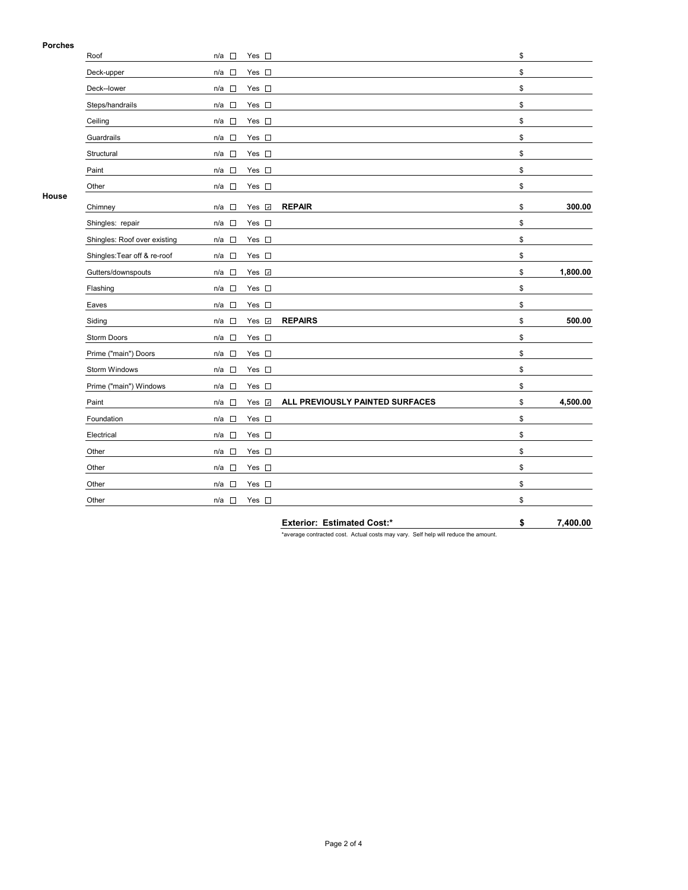**Porches**

| Item | n/a | Yes | Description | Cost |
|---|---|---|---|---|
| Roof | ☐ | ☐ | | $ |
| Deck-upper | ☐ | ☐ | | $ |
| Deck--lower | ☐ | ☐ | | $ |
| Steps/handrails | ☐ | ☐ | | $ |
| Ceiling | ☐ | ☐ | | $ |
| Guardrails | ☐ | ☐ | | $ |
| Structural | ☐ | ☐ | | $ |
| Paint | ☐ | ☐ | | $ |
| Other | ☐ | ☐ | | $ |

**House**

| Item | n/a | Yes | Description | Cost |
|---|---|---|---|---|
| Chimney | ☐ | ☑ | **REPAIR** | $ **300.00** |
| Shingles: repair | ☐ | ☐ | | $ |
| Shingles: Roof over existing | ☐ | ☐ | | $ |
| Shingles:Tear off & re-roof | ☐ | ☐ | | $ |
| Gutters/downspouts | ☐ | ☑ | | $ **1,800.00** |
| Flashing | ☐ | ☐ | | $ |
| Eaves | ☐ | ☐ | | $ |
| Siding | ☐ | ☑ | **REPAIRS** | $ **500.00** |
| Storm Doors | ☐ | ☐ | | $ |
| Prime ("main") Doors | ☐ | ☐ | | $ |
| Storm Windows | ☐ | ☐ | | $ |
| Prime ("main") Windows | ☐ | ☐ | | $ |
| Paint | ☐ | ☑ | **ALL PREVIOUSLY PAINTED SURFACES** | $ **4,500.00** |
| Foundation | ☐ | ☐ | | $ |
| Electrical | ☐ | ☐ | | $ |
| Other | ☐ | ☐ | | $ |
| Other | ☐ | ☐ | | $ |
| Other | ☐ | ☐ | | $ |
| Other | ☐ | ☐ | | $ |

**Exterior: Estimated Cost:*** **$ 7,400.00**

*average contracted cost. Actual costs may vary. Self help will reduce the amount.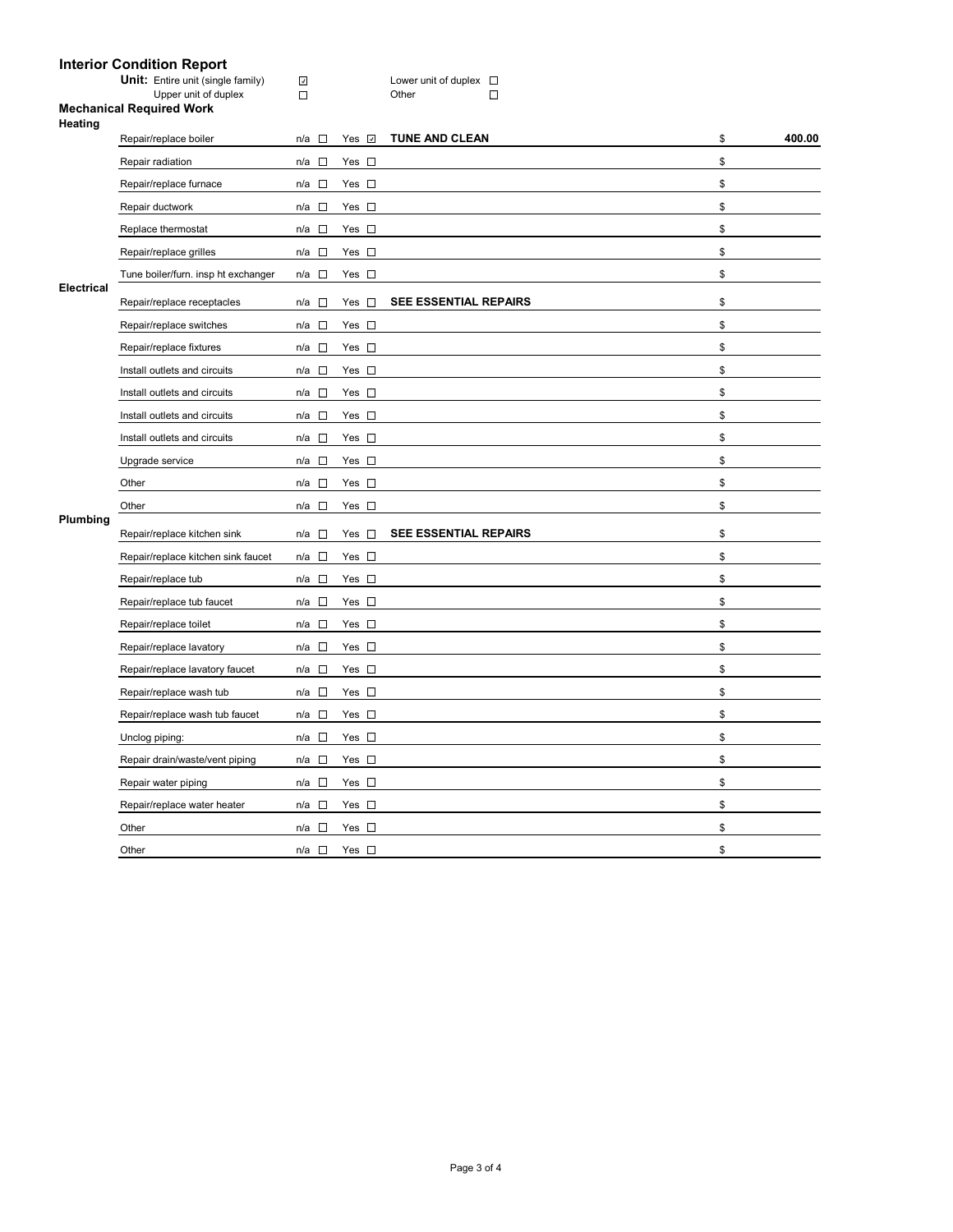## Interior Condition Report

**Unit:** Entire unit (single family) ☑ Lower unit of duplex ☐
Upper unit of duplex ☐ Other ☐

### Mechanical Required Work

| Category | Item | n/a | Yes | Description | Cost |
|---|---|---|---|---|---|
| **Heating** | Repair/replace boiler | ☐ | ☑ | **TUNE AND CLEAN** | $ 400.00 |
| | Repair radiation | ☐ | ☐ | | $ |
| | Repair/replace furnace | ☐ | ☐ | | $ |
| | Repair ductwork | ☐ | ☐ | | $ |
| | Replace thermostat | ☐ | ☐ | | $ |
| | Repair/replace grilles | ☐ | ☐ | | $ |
| | Tune boiler/furn. insp ht exchanger | ☐ | ☐ | | $ |
| **Electrical** | Repair/replace receptacles | ☐ | ☐ | **SEE ESSENTIAL REPAIRS** | $ |
| | Repair/replace switches | ☐ | ☐ | | $ |
| | Repair/replace fixtures | ☐ | ☐ | | $ |
| | Install outlets and circuits | ☐ | ☐ | | $ |
| | Install outlets and circuits | ☐ | ☐ | | $ |
| | Install outlets and circuits | ☐ | ☐ | | $ |
| | Install outlets and circuits | ☐ | ☐ | | $ |
| | Upgrade service | ☐ | ☐ | | $ |
| | Other | ☐ | ☐ | | $ |
| | Other | ☐ | ☐ | | $ |
| **Plumbing** | Repair/replace kitchen sink | ☐ | ☐ | **SEE ESSENTIAL REPAIRS** | $ |
| | Repair/replace kitchen sink faucet | ☐ | ☐ | | $ |
| | Repair/replace tub | ☐ | ☐ | | $ |
| | Repair/replace tub faucet | ☐ | ☐ | | $ |
| | Repair/replace toilet | ☐ | ☐ | | $ |
| | Repair/replace lavatory | ☐ | ☐ | | $ |
| | Repair/replace lavatory faucet | ☐ | ☐ | | $ |
| | Repair/replace wash tub | ☐ | ☐ | | $ |
| | Repair/replace wash tub faucet | ☐ | ☐ | | $ |
| | Unclog piping: | ☐ | ☐ | | $ |
| | Repair drain/waste/vent piping | ☐ | ☐ | | $ |
| | Repair water piping | ☐ | ☐ | | $ |
| | Repair/replace water heater | ☐ | ☐ | | $ |
| | Other | ☐ | ☐ | | $ |
| | Other | ☐ | ☐ | | $ |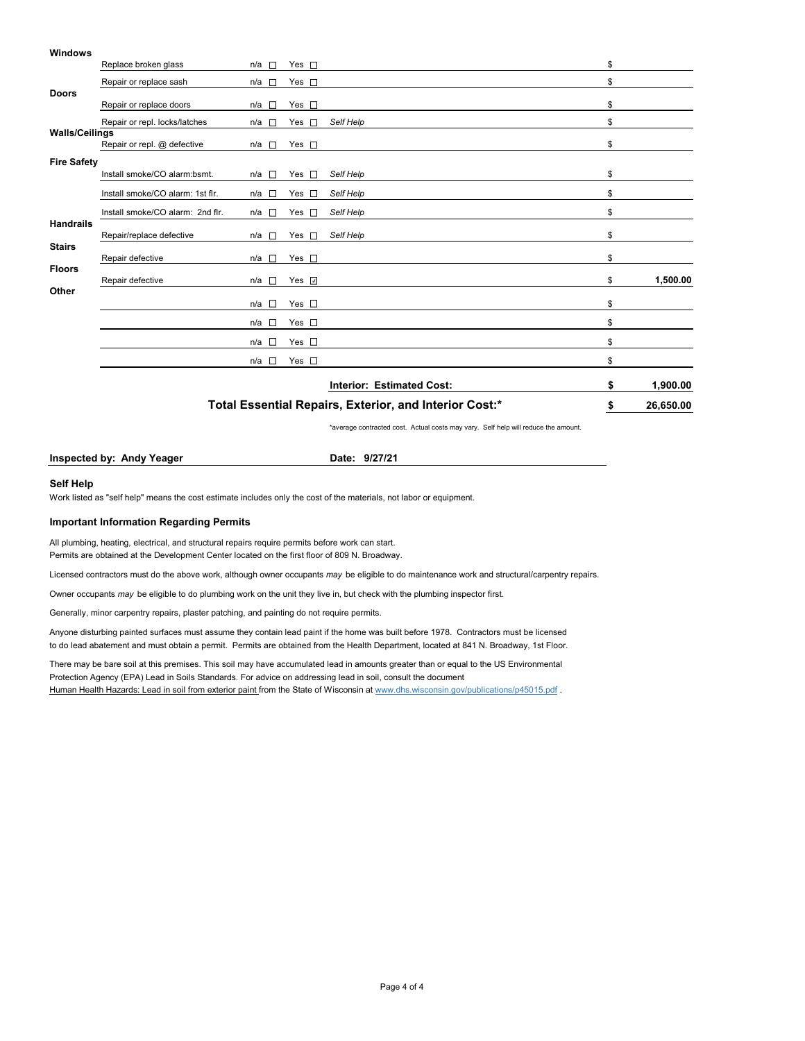| Category | Item | n/a | Yes | Notes | Cost |
|---|---|---|---|---|---|
| **Windows** | Replace broken glass | ☐ | ☐ | | $ |
| | Repair or replace sash | ☐ | ☐ | | $ |
| **Doors** | Repair or replace doors | ☐ | ☐ | | $ |
| | Repair or repl. locks/latches | ☐ | ☐ | *Self Help* | $ |
| **Walls/Ceilings** | Repair or repl. @ defective | ☐ | ☐ | | $ |
| **Fire Safety** | Install smoke/CO alarm:bsmt. | ☐ | ☐ | *Self Help* | $ |
| | Install smoke/CO alarm: 1st flr. | ☐ | ☐ | *Self Help* | $ |
| | Install smoke/CO alarm: 2nd flr. | ☐ | ☐ | *Self Help* | $ |
| **Handrails** | Repair/replace defective | ☐ | ☐ | *Self Help* | $ |
| **Stairs** | Repair defective | ☐ | ☐ | | $ |
| **Floors** | Repair defective | ☐ | ☑ | | $ 1,500.00 |
| **Other** | | ☐ | ☐ | | $ |
| | | ☐ | ☐ | | $ |
| | | ☐ | ☐ | | $ |
| | | ☐ | ☐ | | $ |
| | | | | **Interior: Estimated Cost:** | **$ 1,900.00** |
| | | | | **Total Essential Repairs, Exterior, and Interior Cost:*** | **$ 26,650.00** |

*average contracted cost. Actual costs may vary. Self help will reduce the amount.

**Inspected by: Andy Yeager** **Date: 9/27/21**

### Self Help

Work listed as "self help" means the cost estimate includes only the cost of the materials, not labor or equipment.

### Important Information Regarding Permits

All plumbing, heating, electrical, and structural repairs require permits before work can start.
Permits are obtained at the Development Center located on the first floor of 809 N. Broadway.

Licensed contractors must do the above work, although owner occupants *may* be eligible to do maintenance work and structural/carpentry repairs.

Owner occupants *may* be eligible to do plumbing work on the unit they live in, but check with the plumbing inspector first.

Generally, minor carpentry repairs, plaster patching, and painting do not require permits.

Anyone disturbing painted surfaces must assume they contain lead paint if the home was built before 1978. Contractors must be licensed to do lead abatement and must obtain a permit. Permits are obtained from the Health Department, located at 841 N. Broadway, 1st Floor.

There may be bare soil at this premises. This soil may have accumulated lead in amounts greater than or equal to the US Environmental Protection Agency (EPA) Lead in Soils Standards. For advice on addressing lead in soil, consult the document Human Health Hazards: Lead in soil from exterior paint from the State of Wisconsin at www.dhs.wisconsin.gov/publications/p45015.pdf .